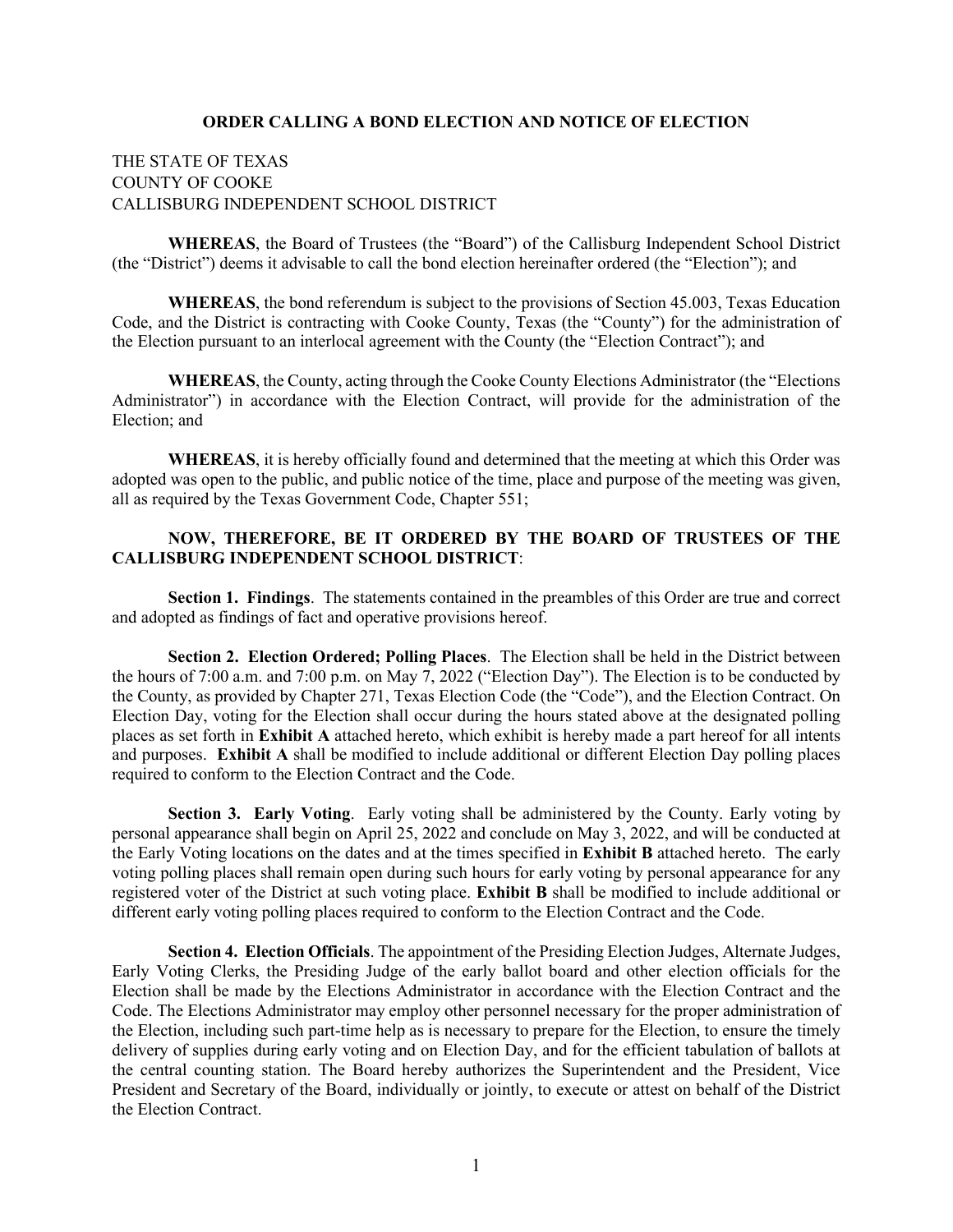# ORDER CALLING A BOND ELECTION AND NOTICE OF ELECTION

THE STATE OF TEXAS
COUNTY OF COOKE
CALLISBURG INDEPENDENT SCHOOL DISTRICT

**WHEREAS**, the Board of Trustees (the "Board") of the Callisburg Independent School District (the "District") deems it advisable to call the bond election hereinafter ordered (the "Election"); and

**WHEREAS**, the bond referendum is subject to the provisions of Section 45.003, Texas Education Code, and the District is contracting with Cooke County, Texas (the "County") for the administration of the Election pursuant to an interlocal agreement with the County (the "Election Contract"); and

**WHEREAS**, the County, acting through the Cooke County Elections Administrator (the "Elections Administrator") in accordance with the Election Contract, will provide for the administration of the Election; and

**WHEREAS**, it is hereby officially found and determined that the meeting at which this Order was adopted was open to the public, and public notice of the time, place and purpose of the meeting was given, all as required by the Texas Government Code, Chapter 551;

**NOW, THEREFORE, BE IT ORDERED BY THE BOARD OF TRUSTEES OF THE CALLISBURG INDEPENDENT SCHOOL DISTRICT**:

**Section 1. Findings**. The statements contained in the preambles of this Order are true and correct and adopted as findings of fact and operative provisions hereof.

**Section 2. Election Ordered; Polling Places**. The Election shall be held in the District between the hours of 7:00 a.m. and 7:00 p.m. on May 7, 2022 ("Election Day"). The Election is to be conducted by the County, as provided by Chapter 271, Texas Election Code (the "Code"), and the Election Contract. On Election Day, voting for the Election shall occur during the hours stated above at the designated polling places as set forth in **Exhibit A** attached hereto, which exhibit is hereby made a part hereof for all intents and purposes. **Exhibit A** shall be modified to include additional or different Election Day polling places required to conform to the Election Contract and the Code.

**Section 3. Early Voting**. Early voting shall be administered by the County. Early voting by personal appearance shall begin on April 25, 2022 and conclude on May 3, 2022, and will be conducted at the Early Voting locations on the dates and at the times specified in **Exhibit B** attached hereto. The early voting polling places shall remain open during such hours for early voting by personal appearance for any registered voter of the District at such voting place. **Exhibit B** shall be modified to include additional or different early voting polling places required to conform to the Election Contract and the Code.

**Section 4. Election Officials**. The appointment of the Presiding Election Judges, Alternate Judges, Early Voting Clerks, the Presiding Judge of the early ballot board and other election officials for the Election shall be made by the Elections Administrator in accordance with the Election Contract and the Code. The Elections Administrator may employ other personnel necessary for the proper administration of the Election, including such part-time help as is necessary to prepare for the Election, to ensure the timely delivery of supplies during early voting and on Election Day, and for the efficient tabulation of ballots at the central counting station. The Board hereby authorizes the Superintendent and the President, Vice President and Secretary of the Board, individually or jointly, to execute or attest on behalf of the District the Election Contract.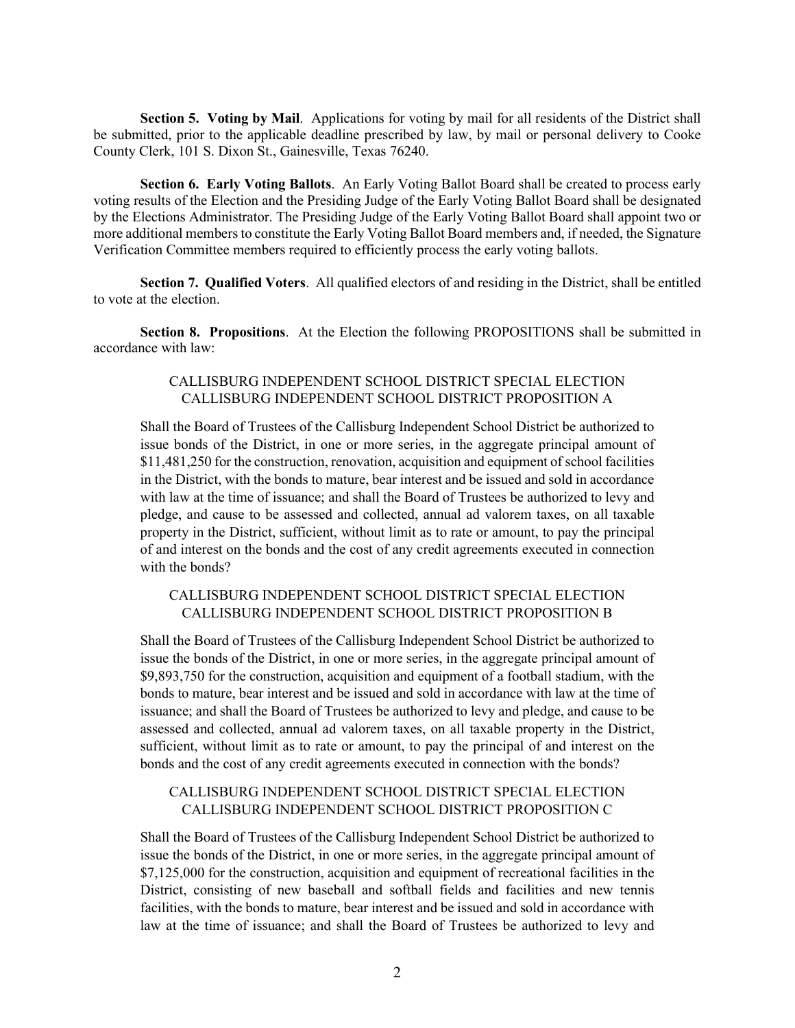**Section 5. Voting by Mail**. Applications for voting by mail for all residents of the District shall be submitted, prior to the applicable deadline prescribed by law, by mail or personal delivery to Cooke County Clerk, 101 S. Dixon St., Gainesville, Texas 76240.

**Section 6. Early Voting Ballots**. An Early Voting Ballot Board shall be created to process early voting results of the Election and the Presiding Judge of the Early Voting Ballot Board shall be designated by the Elections Administrator. The Presiding Judge of the Early Voting Ballot Board shall appoint two or more additional members to constitute the Early Voting Ballot Board members and, if needed, the Signature Verification Committee members required to efficiently process the early voting ballots.

**Section 7. Qualified Voters**. All qualified electors of and residing in the District, shall be entitled to vote at the election.

**Section 8. Propositions**. At the Election the following PROPOSITIONS shall be submitted in accordance with law:

CALLISBURG INDEPENDENT SCHOOL DISTRICT SPECIAL ELECTION
CALLISBURG INDEPENDENT SCHOOL DISTRICT PROPOSITION A

Shall the Board of Trustees of the Callisburg Independent School District be authorized to issue bonds of the District, in one or more series, in the aggregate principal amount of \$11,481,250 for the construction, renovation, acquisition and equipment of school facilities in the District, with the bonds to mature, bear interest and be issued and sold in accordance with law at the time of issuance; and shall the Board of Trustees be authorized to levy and pledge, and cause to be assessed and collected, annual ad valorem taxes, on all taxable property in the District, sufficient, without limit as to rate or amount, to pay the principal of and interest on the bonds and the cost of any credit agreements executed in connection with the bonds?

CALLISBURG INDEPENDENT SCHOOL DISTRICT SPECIAL ELECTION
CALLISBURG INDEPENDENT SCHOOL DISTRICT PROPOSITION B

Shall the Board of Trustees of the Callisburg Independent School District be authorized to issue the bonds of the District, in one or more series, in the aggregate principal amount of \$9,893,750 for the construction, acquisition and equipment of a football stadium, with the bonds to mature, bear interest and be issued and sold in accordance with law at the time of issuance; and shall the Board of Trustees be authorized to levy and pledge, and cause to be assessed and collected, annual ad valorem taxes, on all taxable property in the District, sufficient, without limit as to rate or amount, to pay the principal of and interest on the bonds and the cost of any credit agreements executed in connection with the bonds?

CALLISBURG INDEPENDENT SCHOOL DISTRICT SPECIAL ELECTION
CALLISBURG INDEPENDENT SCHOOL DISTRICT PROPOSITION C

Shall the Board of Trustees of the Callisburg Independent School District be authorized to issue the bonds of the District, in one or more series, in the aggregate principal amount of \$7,125,000 for the construction, acquisition and equipment of recreational facilities in the District, consisting of new baseball and softball fields and facilities and new tennis facilities, with the bonds to mature, bear interest and be issued and sold in accordance with law at the time of issuance; and shall the Board of Trustees be authorized to levy and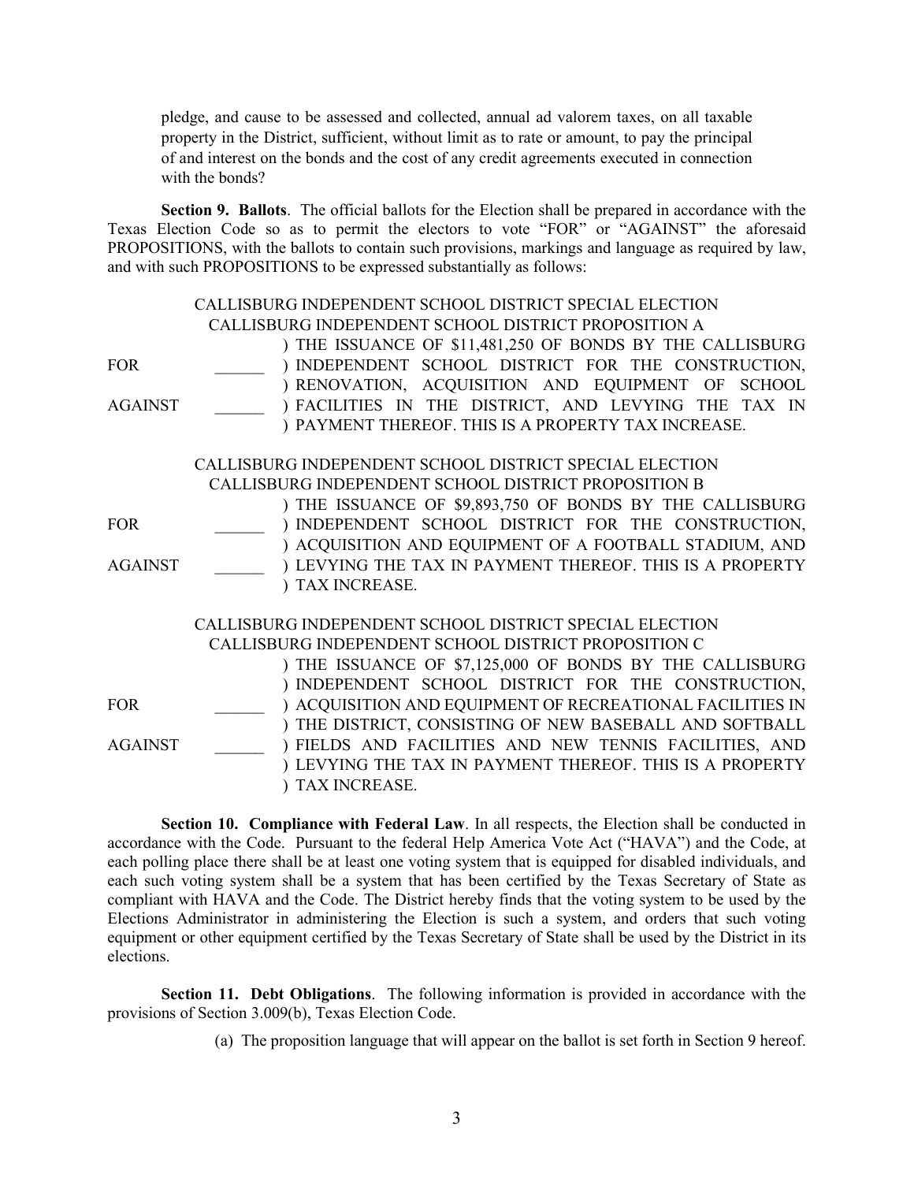pledge, and cause to be assessed and collected, annual ad valorem taxes, on all taxable property in the District, sufficient, without limit as to rate or amount, to pay the principal of and interest on the bonds and the cost of any credit agreements executed in connection with the bonds?

**Section 9. Ballots**. The official ballots for the Election shall be prepared in accordance with the Texas Election Code so as to permit the electors to vote "FOR" or "AGAINST" the aforesaid PROPOSITIONS, with the ballots to contain such provisions, markings and language as required by law, and with such PROPOSITIONS to be expressed substantially as follows:

CALLISBURG INDEPENDENT SCHOOL DISTRICT SPECIAL ELECTION
CALLISBURG INDEPENDENT SCHOOL DISTRICT PROPOSITION A

| | | |
|---|---|---|
| FOR | ______ | ) THE ISSUANCE OF $11,481,250 OF BONDS BY THE CALLISBURG INDEPENDENT SCHOOL DISTRICT FOR THE CONSTRUCTION, RENOVATION, ACQUISITION AND EQUIPMENT OF SCHOOL FACILITIES IN THE DISTRICT, AND LEVYING THE TAX IN PAYMENT THEREOF. THIS IS A PROPERTY TAX INCREASE. |
| AGAINST | ______ | |

CALLISBURG INDEPENDENT SCHOOL DISTRICT SPECIAL ELECTION
CALLISBURG INDEPENDENT SCHOOL DISTRICT PROPOSITION B

| | | |
|---|---|---|
| FOR | ______ | ) THE ISSUANCE OF $9,893,750 OF BONDS BY THE CALLISBURG INDEPENDENT SCHOOL DISTRICT FOR THE CONSTRUCTION, ACQUISITION AND EQUIPMENT OF A FOOTBALL STADIUM, AND LEVYING THE TAX IN PAYMENT THEREOF. THIS IS A PROPERTY TAX INCREASE. |
| AGAINST | ______ | |

CALLISBURG INDEPENDENT SCHOOL DISTRICT SPECIAL ELECTION
CALLISBURG INDEPENDENT SCHOOL DISTRICT PROPOSITION C

| | | |
|---|---|---|
| FOR | ______ | ) THE ISSUANCE OF $7,125,000 OF BONDS BY THE CALLISBURG INDEPENDENT SCHOOL DISTRICT FOR THE CONSTRUCTION, ACQUISITION AND EQUIPMENT OF RECREATIONAL FACILITIES IN THE DISTRICT, CONSISTING OF NEW BASEBALL AND SOFTBALL FIELDS AND FACILITIES AND NEW TENNIS FACILITIES, AND LEVYING THE TAX IN PAYMENT THEREOF. THIS IS A PROPERTY TAX INCREASE. |
| AGAINST | ______ | |

**Section 10. Compliance with Federal Law**. In all respects, the Election shall be conducted in accordance with the Code. Pursuant to the federal Help America Vote Act ("HAVA") and the Code, at each polling place there shall be at least one voting system that is equipped for disabled individuals, and each such voting system shall be a system that has been certified by the Texas Secretary of State as compliant with HAVA and the Code. The District hereby finds that the voting system to be used by the Elections Administrator in administering the Election is such a system, and orders that such voting equipment or other equipment certified by the Texas Secretary of State shall be used by the District in its elections.

**Section 11. Debt Obligations**. The following information is provided in accordance with the provisions of Section 3.009(b), Texas Election Code.

(a) The proposition language that will appear on the ballot is set forth in Section 9 hereof.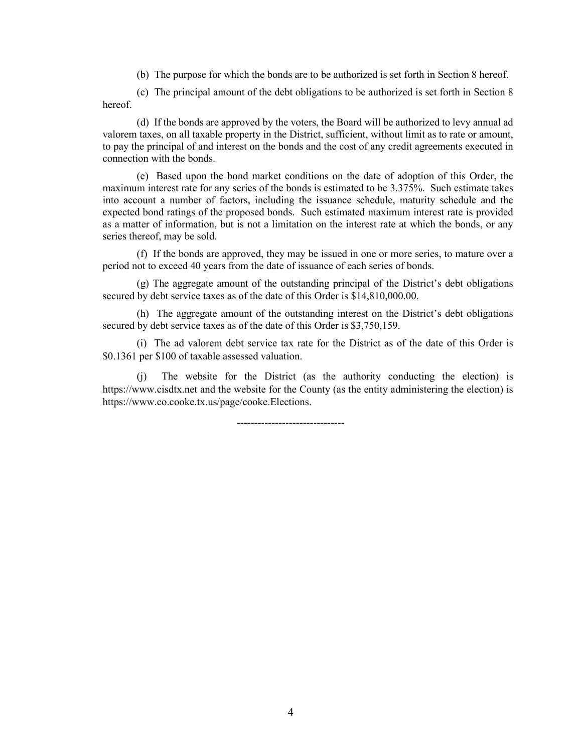(b) The purpose for which the bonds are to be authorized is set forth in Section 8 hereof.

(c) The principal amount of the debt obligations to be authorized is set forth in Section 8 hereof.

(d) If the bonds are approved by the voters, the Board will be authorized to levy annual ad valorem taxes, on all taxable property in the District, sufficient, without limit as to rate or amount, to pay the principal of and interest on the bonds and the cost of any credit agreements executed in connection with the bonds.

(e) Based upon the bond market conditions on the date of adoption of this Order, the maximum interest rate for any series of the bonds is estimated to be 3.375%. Such estimate takes into account a number of factors, including the issuance schedule, maturity schedule and the expected bond ratings of the proposed bonds. Such estimated maximum interest rate is provided as a matter of information, but is not a limitation on the interest rate at which the bonds, or any series thereof, may be sold.

(f) If the bonds are approved, they may be issued in one or more series, to mature over a period not to exceed 40 years from the date of issuance of each series of bonds.

(g) The aggregate amount of the outstanding principal of the District's debt obligations secured by debt service taxes as of the date of this Order is $14,810,000.00.

(h) The aggregate amount of the outstanding interest on the District's debt obligations secured by debt service taxes as of the date of this Order is $3,750,159.

(i) The ad valorem debt service tax rate for the District as of the date of this Order is $0.1361 per $100 of taxable assessed valuation.

(j) The website for the District (as the authority conducting the election) is https://www.cisdtx.net and the website for the County (as the entity administering the election) is https://www.co.cooke.tx.us/page/cooke.Elections.

-------------------------------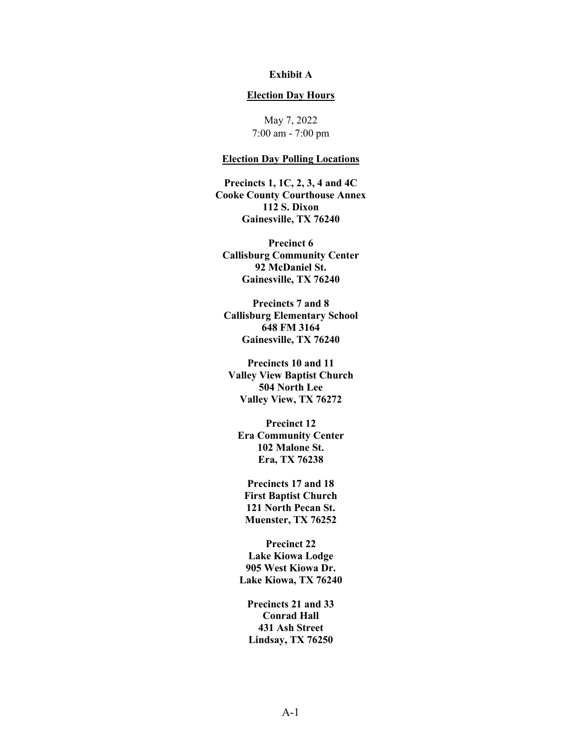**Exhibit A**

**Election Day Hours**

May 7, 2022
7:00 am - 7:00 pm

**Election Day Polling Locations**

**Precincts 1, 1C, 2, 3, 4 and 4C**
**Cooke County Courthouse Annex**
**112 S. Dixon**
**Gainesville, TX 76240**

**Precinct 6**
**Callisburg Community Center**
**92 McDaniel St.**
**Gainesville, TX 76240**

**Precincts 7 and 8**
**Callisburg Elementary School**
**648 FM 3164**
**Gainesville, TX 76240**

**Precincts 10 and 11**
**Valley View Baptist Church**
**504 North Lee**
**Valley View, TX 76272**

**Precinct 12**
**Era Community Center**
**102 Malone St.**
**Era, TX 76238**

**Precincts 17 and 18**
**First Baptist Church**
**121 North Pecan St.**
**Muenster, TX 76252**

**Precinct 22**
**Lake Kiowa Lodge**
**905 West Kiowa Dr.**
**Lake Kiowa, TX 76240**

**Precincts 21 and 33**
**Conrad Hall**
**431 Ash Street**
**Lindsay, TX 76250**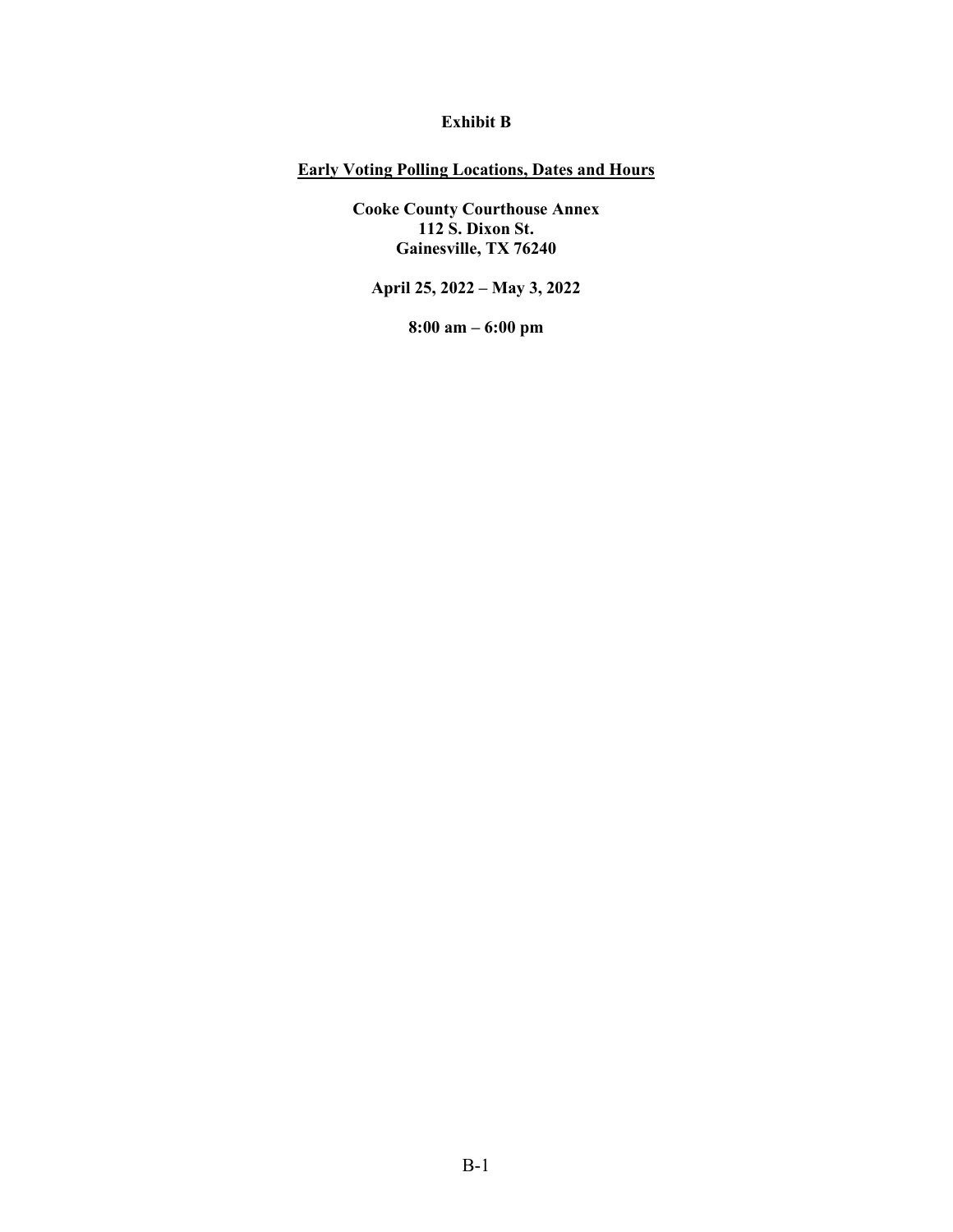**Exhibit B**

**Early Voting Polling Locations, Dates and Hours**

**Cooke County Courthouse Annex**
**112 S. Dixon St.**
**Gainesville, TX 76240**

**April 25, 2022 – May 3, 2022**

**8:00 am – 6:00 pm**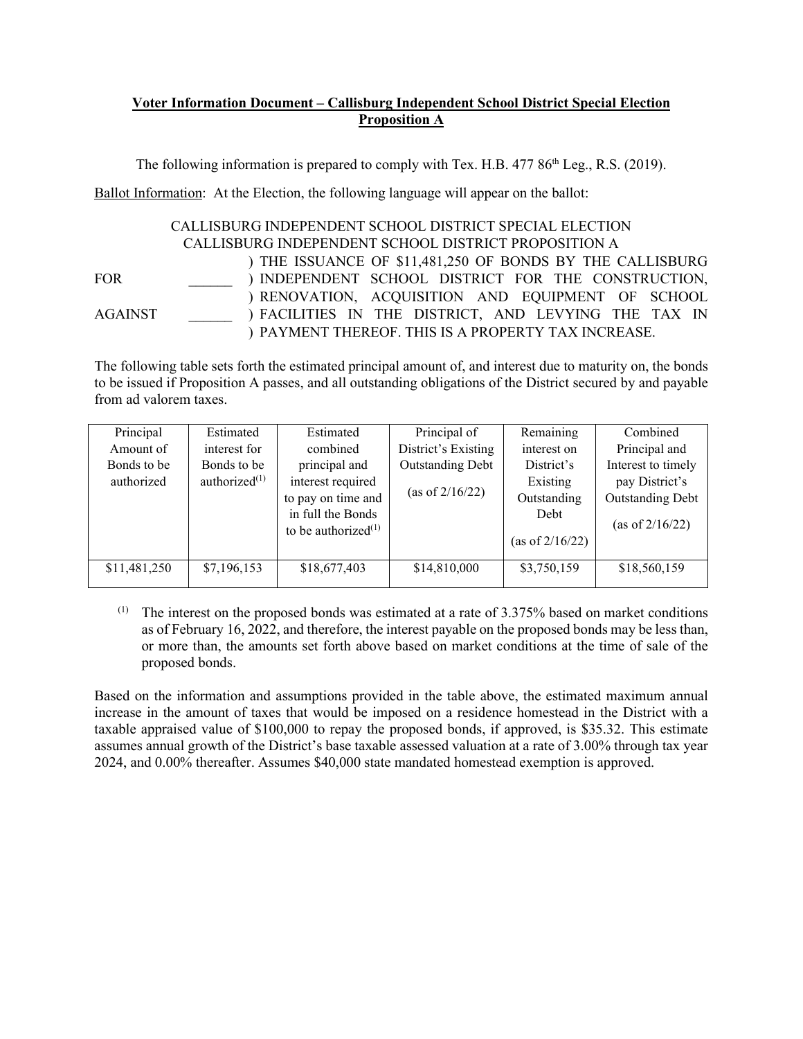**Voter Information Document – Callisburg Independent School District Special Election Proposition A**

The following information is prepared to comply with Tex. H.B. 477 86th Leg., R.S. (2019).

Ballot Information: At the Election, the following language will appear on the ballot:

CALLISBURG INDEPENDENT SCHOOL DISTRICT SPECIAL ELECTION
CALLISBURG INDEPENDENT SCHOOL DISTRICT PROPOSITION A

| | | |
|---|---|---|
| FOR | ______ | ) THE ISSUANCE OF $11,481,250 OF BONDS BY THE CALLISBURG INDEPENDENT SCHOOL DISTRICT FOR THE CONSTRUCTION, RENOVATION, ACQUISITION AND EQUIPMENT OF SCHOOL FACILITIES IN THE DISTRICT, AND LEVYING THE TAX IN PAYMENT THEREOF. THIS IS A PROPERTY TAX INCREASE. |
| AGAINST | ______ | |

The following table sets forth the estimated principal amount of, and interest due to maturity on, the bonds to be issued if Proposition A passes, and all outstanding obligations of the District secured by and payable from ad valorem taxes.

| Principal Amount of Bonds to be authorized | Estimated interest for Bonds to be authorized[(1)] | Estimated combined principal and interest required to pay on time and in full the Bonds to be authorized[(1)] | Principal of District's Existing Outstanding Debt (as of 2/16/22) | Remaining interest on District's Existing Outstanding Debt (as of 2/16/22) | Combined Principal and Interest to timely pay District's Outstanding Debt (as of 2/16/22) |
|---|---|---|---|---|---|
| $11,481,250 | $7,196,153 | $18,677,403 | $14,810,000 | $3,750,159 | $18,560,159 |

(1) The interest on the proposed bonds was estimated at a rate of 3.375% based on market conditions as of February 16, 2022, and therefore, the interest payable on the proposed bonds may be less than, or more than, the amounts set forth above based on market conditions at the time of sale of the proposed bonds.

Based on the information and assumptions provided in the table above, the estimated maximum annual increase in the amount of taxes that would be imposed on a residence homestead in the District with a taxable appraised value of $100,000 to repay the proposed bonds, if approved, is $35.32. This estimate assumes annual growth of the District's base taxable assessed valuation at a rate of 3.00% through tax year 2024, and 0.00% thereafter. Assumes $40,000 state mandated homestead exemption is approved.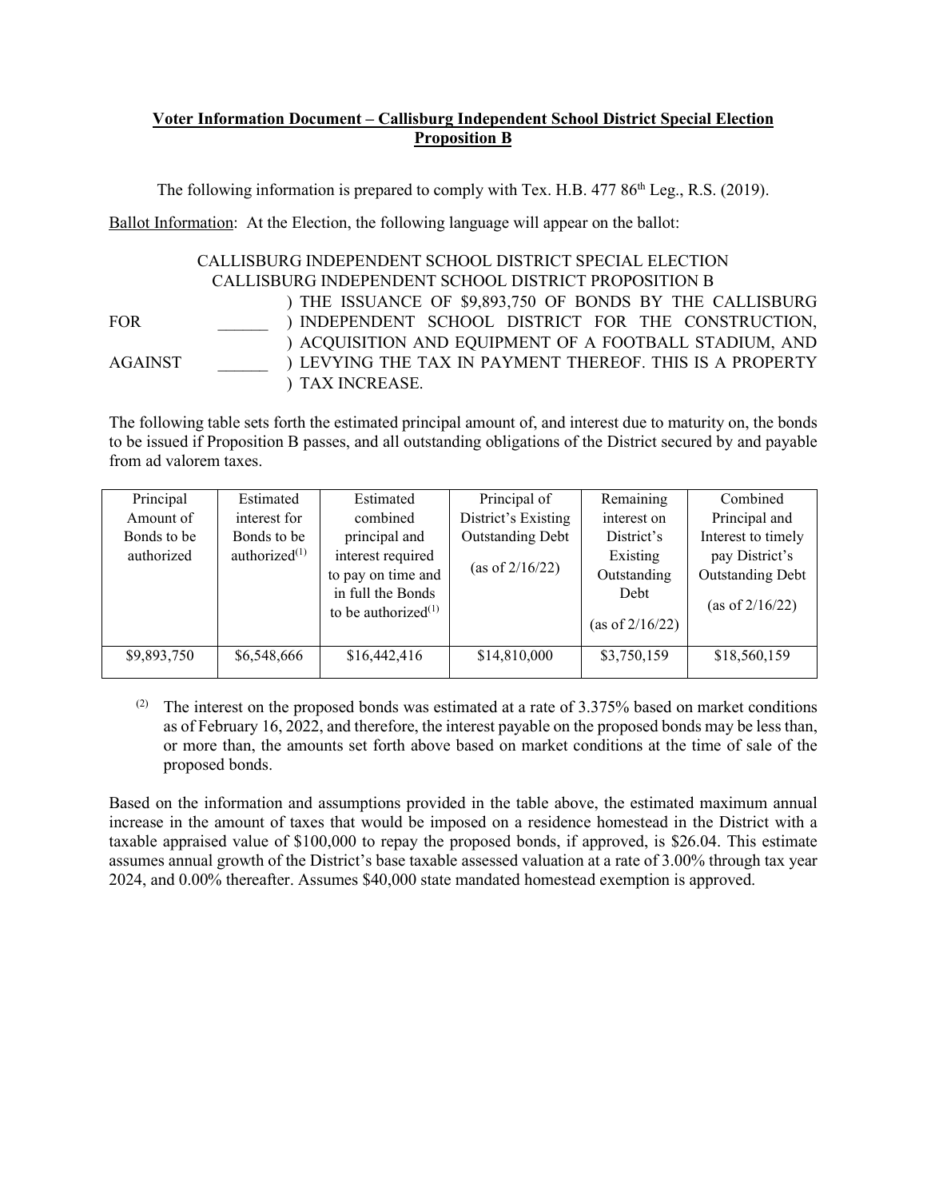**Voter Information Document – Callisburg Independent School District Special Election Proposition B**

The following information is prepared to comply with Tex. H.B. 477 86th Leg., R.S. (2019).

Ballot Information: At the Election, the following language will appear on the ballot:

CALLISBURG INDEPENDENT SCHOOL DISTRICT SPECIAL ELECTION
CALLISBURG INDEPENDENT SCHOOL DISTRICT PROPOSITION B

FOR ______ ) THE ISSUANCE OF $9,893,750 OF BONDS BY THE CALLISBURG INDEPENDENT SCHOOL DISTRICT FOR THE CONSTRUCTION, ACQUISITION AND EQUIPMENT OF A FOOTBALL STADIUM, AND LEVYING THE TAX IN PAYMENT THEREOF. THIS IS A PROPERTY TAX INCREASE.

AGAINST ______ )

The following table sets forth the estimated principal amount of, and interest due to maturity on, the bonds to be issued if Proposition B passes, and all outstanding obligations of the District secured by and payable from ad valorem taxes.

| Principal Amount of Bonds to be authorized | Estimated interest for Bonds to be authorized[1] | Estimated combined principal and interest required to pay on time and in full the Bonds to be authorized[1] | Principal of District's Existing Outstanding Debt (as of 2/16/22) | Remaining interest on District's Existing Outstanding Debt (as of 2/16/22) | Combined Principal and Interest to timely pay District's Outstanding Debt (as of 2/16/22) |
|---|---|---|---|---|---|
| $9,893,750 | $6,548,666 | $16,442,416 | $14,810,000 | $3,750,159 | $18,560,159 |

[2] The interest on the proposed bonds was estimated at a rate of 3.375% based on market conditions as of February 16, 2022, and therefore, the interest payable on the proposed bonds may be less than, or more than, the amounts set forth above based on market conditions at the time of sale of the proposed bonds.

Based on the information and assumptions provided in the table above, the estimated maximum annual increase in the amount of taxes that would be imposed on a residence homestead in the District with a taxable appraised value of $100,000 to repay the proposed bonds, if approved, is $26.04. This estimate assumes annual growth of the District's base taxable assessed valuation at a rate of 3.00% through tax year 2024, and 0.00% thereafter. Assumes $40,000 state mandated homestead exemption is approved.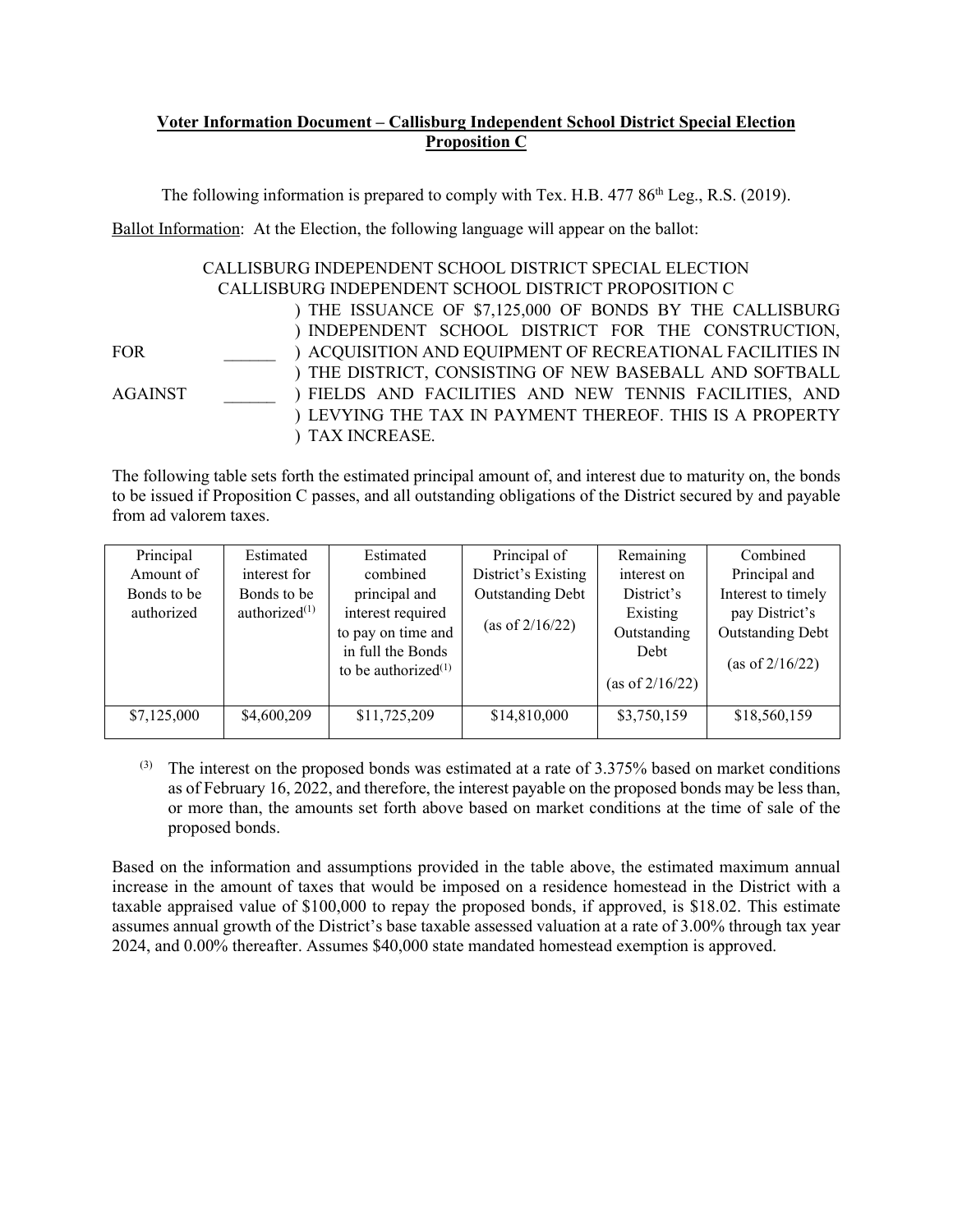**Voter Information Document – Callisburg Independent School District Special Election Proposition C**

The following information is prepared to comply with Tex. H.B. 477 86th Leg., R.S. (2019).

Ballot Information: At the Election, the following language will appear on the ballot:

CALLISBURG INDEPENDENT SCHOOL DISTRICT SPECIAL ELECTION
CALLISBURG INDEPENDENT SCHOOL DISTRICT PROPOSITION C

FOR ______

AGAINST ______

) THE ISSUANCE OF $7,125,000 OF BONDS BY THE CALLISBURG
) INDEPENDENT SCHOOL DISTRICT FOR THE CONSTRUCTION,
) ACQUISITION AND EQUIPMENT OF RECREATIONAL FACILITIES IN
) THE DISTRICT, CONSISTING OF NEW BASEBALL AND SOFTBALL
) FIELDS AND FACILITIES AND NEW TENNIS FACILITIES, AND
) LEVYING THE TAX IN PAYMENT THEREOF. THIS IS A PROPERTY
) TAX INCREASE.

The following table sets forth the estimated principal amount of, and interest due to maturity on, the bonds to be issued if Proposition C passes, and all outstanding obligations of the District secured by and payable from ad valorem taxes.

| Principal Amount of Bonds to be authorized | Estimated interest for Bonds to be authorized[1] | Estimated combined principal and interest required to pay on time and in full the Bonds to be authorized[1] | Principal of District's Existing Outstanding Debt (as of 2/16/22) | Remaining interest on District's Existing Outstanding Debt (as of 2/16/22) | Combined Principal and Interest to timely pay District's Outstanding Debt (as of 2/16/22) |
|---|---|---|---|---|---|
| $7,125,000 | $4,600,209 | $11,725,209 | $14,810,000 | $3,750,159 | $18,560,159 |

[3] The interest on the proposed bonds was estimated at a rate of 3.375% based on market conditions as of February 16, 2022, and therefore, the interest payable on the proposed bonds may be less than, or more than, the amounts set forth above based on market conditions at the time of sale of the proposed bonds.

Based on the information and assumptions provided in the table above, the estimated maximum annual increase in the amount of taxes that would be imposed on a residence homestead in the District with a taxable appraised value of $100,000 to repay the proposed bonds, if approved, is $18.02. This estimate assumes annual growth of the District's base taxable assessed valuation at a rate of 3.00% through tax year 2024, and 0.00% thereafter. Assumes $40,000 state mandated homestead exemption is approved.